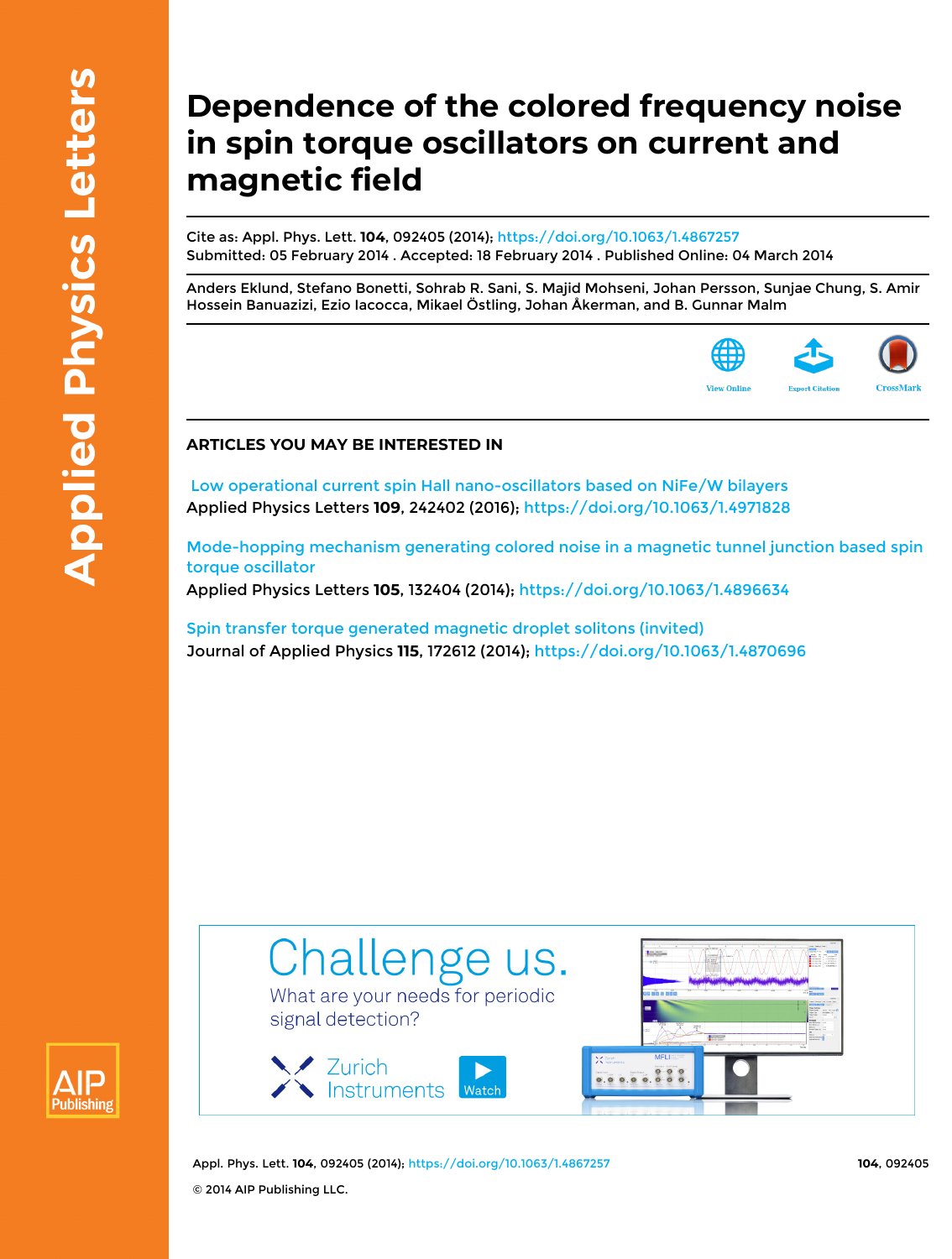# Dependence of the colored frequency noise in spin torque oscillators on current and magnetic field

Cite as: Appl. Phys. Lett. **104**, 092405 (2014); https://doi.org/10.1063/1.4867257
Submitted: 05 February 2014 . Accepted: 18 February 2014 . Published Online: 04 March 2014

Anders Eklund, Stefano Bonetti, Sohrab R. Sani, S. Majid Mohseni, Johan Persson, Sunjae Chung, S. Amir Hossein Banuazizi, Ezio Iacocca, Mikael Östling, Johan Åkerman, and B. Gunnar Malm

## ARTICLES YOU MAY BE INTERESTED IN

Low operational current spin Hall nano-oscillators based on NiFe/W bilayers
Applied Physics Letters **109**, 242402 (2016); https://doi.org/10.1063/1.4971828

Mode-hopping mechanism generating colored noise in a magnetic tunnel junction based spin torque oscillator
Applied Physics Letters **105**, 132404 (2014); https://doi.org/10.1063/1.4896634

Spin transfer torque generated magnetic droplet solitons (invited)
Journal of Applied Physics **115**, 172612 (2014); https://doi.org/10.1063/1.4870696

© 2014 AIP Publishing LLC.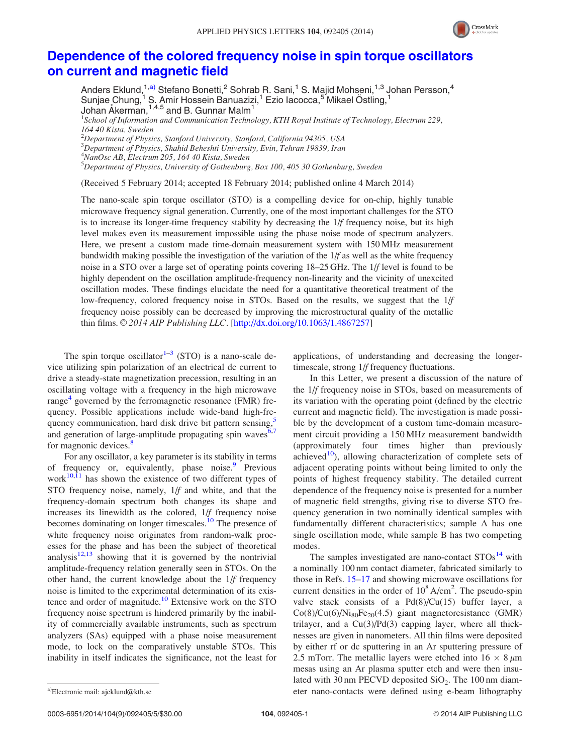# Dependence of the colored frequency noise in spin torque oscillators on current and magnetic field

Anders Eklund,[1,a)] Stefano Bonetti,[2] Sohrab R. Sani,[1] S. Majid Mohseni,[1,3] Johan Persson,[4] Sunjae Chung,[1] S. Amir Hossein Banuazizi,[1] Ezio Iacocca,[5] Mikael Östling,[1] Johan Åkerman,[1,4,5] and B. Gunnar Malm[1]

[1]*School of Information and Communication Technology, KTH Royal Institute of Technology, Electrum 229, 164 40 Kista, Sweden*
[2]*Department of Physics, Stanford University, Stanford, California 94305, USA*
[3]*Department of Physics, Shahid Beheshti University, Evin, Tehran 19839, Iran*
[4]*NanOsc AB, Electrum 205, 164 40 Kista, Sweden*
[5]*Department of Physics, University of Gothenburg, Box 100, 405 30 Gothenburg, Sweden*

(Received 5 February 2014; accepted 18 February 2014; published online 4 March 2014)

The nano-scale spin torque oscillator (STO) is a compelling device for on-chip, highly tunable microwave frequency signal generation. Currently, one of the most important challenges for the STO is to increase its longer-time frequency stability by decreasing the 1/*f* frequency noise, but its high level makes even its measurement impossible using the phase noise mode of spectrum analyzers. Here, we present a custom made time-domain measurement system with 150 MHz measurement bandwidth making possible the investigation of the variation of the 1/*f* as well as the white frequency noise in a STO over a large set of operating points covering 18–25 GHz. The 1/*f* level is found to be highly dependent on the oscillation amplitude-frequency non-linearity and the vicinity of unexcited oscillation modes. These findings elucidate the need for a quantitative theoretical treatment of the low-frequency, colored frequency noise in STOs. Based on the results, we suggest that the 1/*f* frequency noise possibly can be decreased by improving the microstructural quality of the metallic thin films. © *2014 AIP Publishing LLC*. [http://dx.doi.org/10.1063/1.4867257]

The spin torque oscillator[1–3] (STO) is a nano-scale device utilizing spin polarization of an electrical dc current to drive a steady-state magnetization precession, resulting in an oscillating voltage with a frequency in the high microwave range[4] governed by the ferromagnetic resonance (FMR) frequency. Possible applications include wide-band high-frequency communication, hard disk drive bit pattern sensing,[5] and generation of large-amplitude propagating spin waves[6,7] for magnonic devices.[8]

For any oscillator, a key parameter is its stability in terms of frequency or, equivalently, phase noise.[9] Previous work[10,11] has shown the existence of two different types of STO frequency noise, namely, 1/*f* and white, and that the frequency-domain spectrum both changes its shape and increases its linewidth as the colored, 1/*f* frequency noise becomes dominating on longer timescales.[10] The presence of white frequency noise originates from random-walk processes for the phase and has been the subject of theoretical analysis[12,13] showing that it is governed by the nontrivial amplitude-frequency relation generally seen in STOs. On the other hand, the current knowledge about the 1/*f* frequency noise is limited to the experimental determination of its existence and order of magnitude.[10] Extensive work on the STO frequency noise spectrum is hindered primarily by the inability of commercially available instruments, such as spectrum analyzers (SAs) equipped with a phase noise measurement mode, to lock on the comparatively unstable STOs. This inability in itself indicates the significance, not the least for applications, of understanding and decreasing the longer-timescale, strong 1/*f* frequency fluctuations.

In this Letter, we present a discussion of the nature of the 1/*f* frequency noise in STOs, based on measurements of its variation with the operating point (defined by the electric current and magnetic field). The investigation is made possible by the development of a custom time-domain measurement circuit providing a 150 MHz measurement bandwidth (approximately four times higher than previously achieved[10]), allowing characterization of complete sets of adjacent operating points without being limited to only the points of highest frequency stability. The detailed current dependence of the frequency noise is presented for a number of magnetic field strengths, giving rise to diverse STO frequency generation in two nominally identical samples with fundamentally different characteristics; sample A has one single oscillation mode, while sample B has two competing modes.

The samples investigated are nano-contact STOs[14] with a nominally 100 nm contact diameter, fabricated similarly to those in Refs. 15–17 and showing microwave oscillations for current densities in the order of $10^8$ A/cm$^2$. The pseudo-spin valve stack consists of a Pd(8)/Cu(15) buffer layer, a Co(8)/Cu(6)/$Ni_{80}Fe_{20}$(4.5) giant magnetoresistance (GMR) trilayer, and a Cu(3)/Pd(3) capping layer, where all thicknesses are given in nanometers. All thin films were deposited by either rf or dc sputtering in an Ar sputtering pressure of 2.5 mTorr. The metallic layers were etched into 16 × 8 $\mu$m mesas using an Ar plasma sputter etch and were then insulated with 30 nm PECVD deposited $SiO_2$. The 100 nm diameter nano-contacts were defined using e-beam lithography

a)Electronic mail: ajeklund@kth.se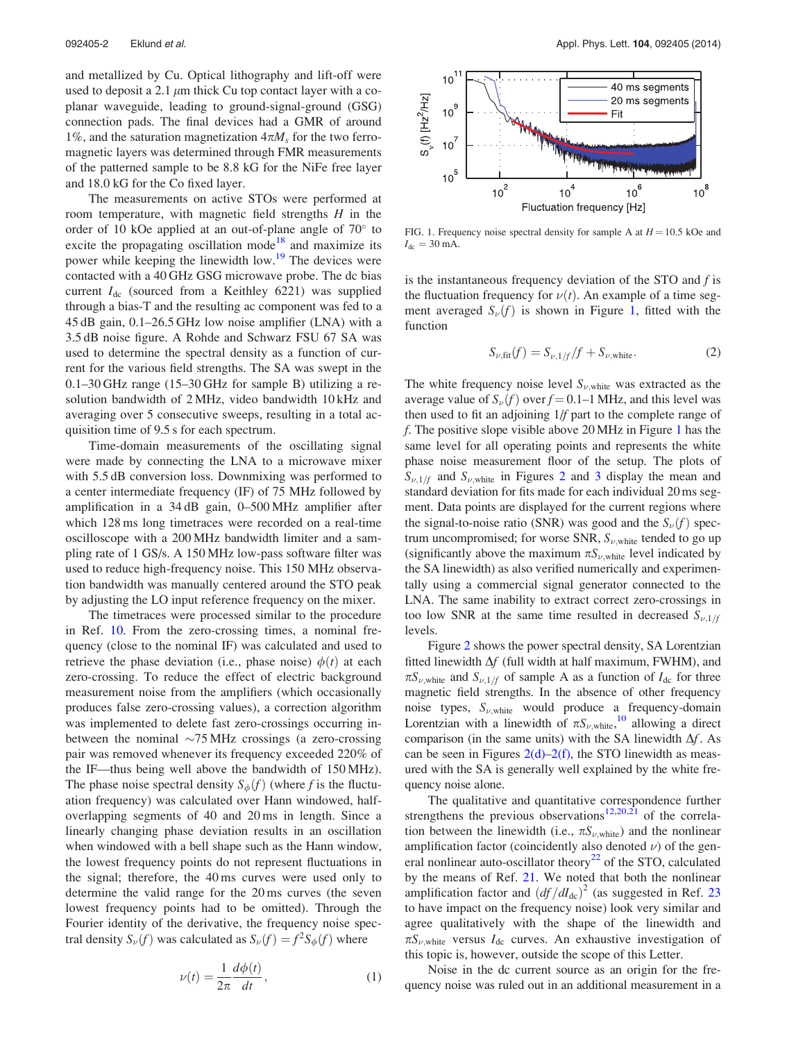and metallized by Cu. Optical lithography and lift-off were used to deposit a 2.1 $\mu$m thick Cu top contact layer with a coplanar waveguide, leading to ground-signal-ground (GSG) connection pads. The final devices had a GMR of around 1%, and the saturation magnetization $4\pi M_s$ for the two ferromagnetic layers was determined through FMR measurements of the patterned sample to be 8.8 kG for the NiFe free layer and 18.0 kG for the Co fixed layer.

The measurements on active STOs were performed at room temperature, with magnetic field strengths $H$ in the order of 10 kOe applied at an out-of-plane angle of 70° to excite the propagating oscillation mode[18] and maximize its power while keeping the linewidth low.[19] The devices were contacted with a 40 GHz GSG microwave probe. The dc bias current $I_{\mathrm{dc}}$ (sourced from a Keithley 6221) was supplied through a bias-T and the resulting ac component was fed to a 45 dB gain, 0.1–26.5 GHz low noise amplifier (LNA) with a 3.5 dB noise figure. A Rohde and Schwarz FSU 67 SA was used to determine the spectral density as a function of current for the various field strengths. The SA was swept in the 0.1–30 GHz range (15–30 GHz for sample B) utilizing a resolution bandwidth of 2 MHz, video bandwidth 10 kHz and averaging over 5 consecutive sweeps, resulting in a total acquisition time of 9.5 s for each spectrum.

Time-domain measurements of the oscillating signal were made by connecting the LNA to a microwave mixer with 5.5 dB conversion loss. Downmixing was performed to a center intermediate frequency (IF) of 75 MHz followed by amplification in a 34 dB gain, 0–500 MHz amplifier after which 128 ms long timetraces were recorded on a real-time oscilloscope with a 200 MHz bandwidth limiter and a sampling rate of 1 GS/s. A 150 MHz low-pass software filter was used to reduce high-frequency noise. This 150 MHz observation bandwidth was manually centered around the STO peak by adjusting the LO input reference frequency on the mixer.

The timetraces were processed similar to the procedure in Ref. 10. From the zero-crossing times, a nominal frequency (close to the nominal IF) was calculated and used to retrieve the phase deviation (i.e., phase noise) $\phi(t)$ at each zero-crossing. To reduce the effect of electric background measurement noise from the amplifiers (which occasionally produces false zero-crossing values), a correction algorithm was implemented to delete fast zero-crossings occurring in-between the nominal ~75 MHz crossings (a zero-crossing pair was removed whenever its frequency exceeded 220% of the IF—thus being well above the bandwidth of 150 MHz). The phase noise spectral density $S_\phi(f)$ (where $f$ is the fluctuation frequency) was calculated over Hann windowed, half-overlapping segments of 40 and 20 ms in length. Since a linearly changing phase deviation results in an oscillation when windowed with a bell shape such as the Hann window, the lowest frequency points do not represent fluctuations in the signal; therefore, the 40 ms curves were used only to determine the valid range for the 20 ms curves (the seven lowest frequency points had to be omitted). Through the Fourier identity of the derivative, the frequency noise spectral density $S_\nu(f)$ was calculated as $S_\nu(f) = f^2 S_\phi(f)$ where

$$\nu(t) = \frac{1}{2\pi}\frac{d\phi(t)}{dt}, \tag{1}$$

FIG. 1. Frequency noise spectral density for sample A at $H = 10.5$ kOe and $I_{\mathrm{dc}} = 30$ mA.

is the instantaneous frequency deviation of the STO and $f$ is the fluctuation frequency for $\nu(t)$. An example of a time segment averaged $S_\nu(f)$ is shown in Figure 1, fitted with the function

$$S_{\nu,\mathrm{fit}}(f) = S_{\nu,1/f}/f + S_{\nu,\mathrm{white}}. \tag{2}$$

The white frequency noise level $S_{\nu,\mathrm{white}}$ was extracted as the average value of $S_\nu(f)$ over $f = 0.1$–1 MHz, and this level was then used to fit an adjoining 1/$f$ part to the complete range of $f$. The positive slope visible above 20 MHz in Figure 1 has the same level for all operating points and represents the white phase noise measurement floor of the setup. The plots of $S_{\nu,1/f}$ and $S_{\nu,\mathrm{white}}$ in Figures 2 and 3 display the mean and standard deviation for fits made for each individual 20 ms segment. Data points are displayed for the current regions where the signal-to-noise ratio (SNR) was good and the $S_\nu(f)$ spectrum uncompromised; for worse SNR, $S_{\nu,\mathrm{white}}$ tended to go up (significantly above the maximum $\pi S_{\nu,\mathrm{white}}$ level indicated by the SA linewidth) as also verified numerically and experimentally using a commercial signal generator connected to the LNA. The same inability to extract correct zero-crossings in too low SNR at the same time resulted in decreased $S_{\nu,1/f}$ levels.

Figure 2 shows the power spectral density, SA Lorentzian fitted linewidth $\Delta f$ (full width at half maximum, FWHM), and $\pi S_{\nu,\mathrm{white}}$ and $S_{\nu,1/f}$ of sample A as a function of $I_{\mathrm{dc}}$ for three magnetic field strengths. In the absence of other frequency noise types, $S_{\nu,\mathrm{white}}$ would produce a frequency-domain Lorentzian with a linewidth of $\pi S_{\nu,\mathrm{white}}$,[10] allowing a direct comparison (in the same units) with the SA linewidth $\Delta f$. As can be seen in Figures 2(d)–2(f), the STO linewidth as measured with the SA is generally well explained by the white frequency noise alone.

The qualitative and quantitative correspondence further strengthens the previous observations[12,20,21] of the correlation between the linewidth (i.e., $\pi S_{\nu,\mathrm{white}}$) and the nonlinear amplification factor (coincidently also denoted $\nu$) of the general nonlinear auto-oscillator theory[22] of the STO, calculated by the means of Ref. 21. We noted that both the nonlinear amplification factor and $(df/dI_{\mathrm{dc}})^2$ (as suggested in Ref. 23 to have impact on the frequency noise) look very similar and agree qualitatively with the shape of the linewidth and $\pi S_{\nu,\mathrm{white}}$ versus $I_{\mathrm{dc}}$ curves. An exhaustive investigation of this topic is, however, outside the scope of this Letter.

Noise in the dc current source as an origin for the frequency noise was ruled out in an additional measurement in a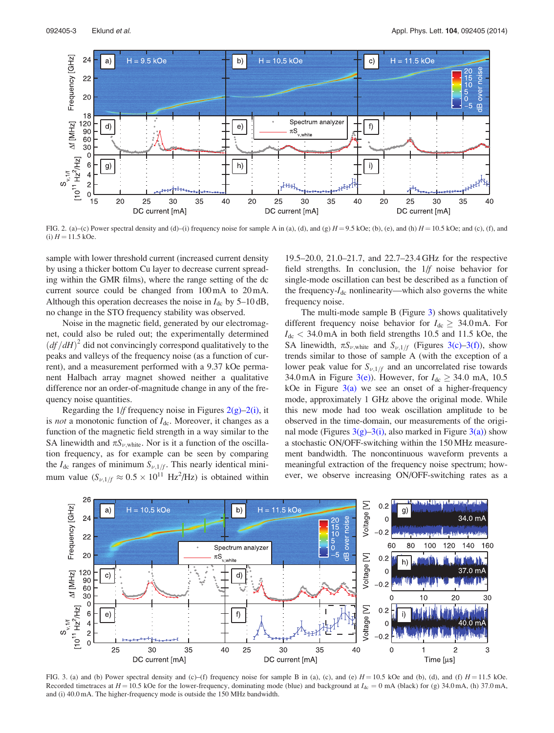FIG. 2. (a)–(c) Power spectral density and (d)–(i) frequency noise for sample A in (a), (d), and (g) $H = 9.5$ kOe; (b), (e), and (h) $H = 10.5$ kOe; and (c), (f), and (i) $H = 11.5$ kOe.

sample with lower threshold current (increased current density by using a thicker bottom Cu layer to decrease current spreading within the GMR films), where the range setting of the dc current source could be changed from 100 mA to 20 mA. Although this operation decreases the noise in $I_{dc}$ by 5–10 dB, no change in the STO frequency stability was observed.

Noise in the magnetic field, generated by our electromagnet, could also be ruled out; the experimentally determined $(df/dH)^2$ did not convincingly correspond qualitatively to the peaks and valleys of the frequency noise (as a function of current), and a measurement performed with a 9.37 kOe permanent Halbach array magnet showed neither a qualitative difference nor an order-of-magnitude change in any of the frequency noise quantities.

Regarding the 1/*f* frequency noise in Figures 2(g)–2(i), it is *not* a monotonic function of $I_{dc}$. Moreover, it changes as a function of the magnetic field strength in a way similar to the SA linewidth and $\pi S_{\nu,\mathrm{white}}$. Nor is it a function of the oscillation frequency, as for example can be seen by comparing the $I_{dc}$ ranges of minimum $S_{\nu,1/f}$. This nearly identical minimum value ($S_{\nu,1/f} \approx 0.5 \times 10^{11}$ Hz$^2$/Hz) is obtained within 19.5–20.0, 21.0–21.7, and 22.7–23.4 GHz for the respective field strengths. In conclusion, the 1/*f* noise behavior for single-mode oscillation can best be described as a function of the frequency-$I_{dc}$ nonlinearity—which also governs the white frequency noise.

The multi-mode sample B (Figure 3) shows qualitatively different frequency noise behavior for $I_{dc} \geq 34.0$ mA. For $I_{dc} < 34.0$ mA in both field strengths 10.5 and 11.5 kOe, the SA linewidth, $\pi S_{\nu,\mathrm{white}}$ and $S_{\nu,1/f}$ (Figures 3(c)–3(f)), show trends similar to those of sample A (with the exception of a lower peak value for $S_{\nu,1/f}$ and an uncorrelated rise towards 34.0 mA in Figure 3(e)). However, for $I_{dc} \geq 34.0$ mA, 10.5 kOe in Figure 3(a) we see an onset of a higher-frequency mode, approximately 1 GHz above the original mode. While this new mode had too weak oscillation amplitude to be observed in the time-domain, our measurements of the original mode (Figures 3(g)–3(i), also marked in Figure 3(a)) show a stochastic ON/OFF-switching within the 150 MHz measurement bandwidth. The noncontinuous waveform prevents a meaningful extraction of the frequency noise spectrum; however, we observe increasing ON/OFF-switching rates as a

FIG. 3. (a) and (b) Power spectral density and (c)–(f) frequency noise for sample B in (a), (c), and (e) $H = 10.5$ kOe and (b), (d), and (f) $H = 11.5$ kOe. Recorded timetraces at $H = 10.5$ kOe for the lower-frequency, dominating mode (blue) and background at $I_{dc} = 0$ mA (black) for (g) 34.0 mA, (h) 37.0 mA, and (i) 40.0 mA. The higher-frequency mode is outside the 150 MHz bandwidth.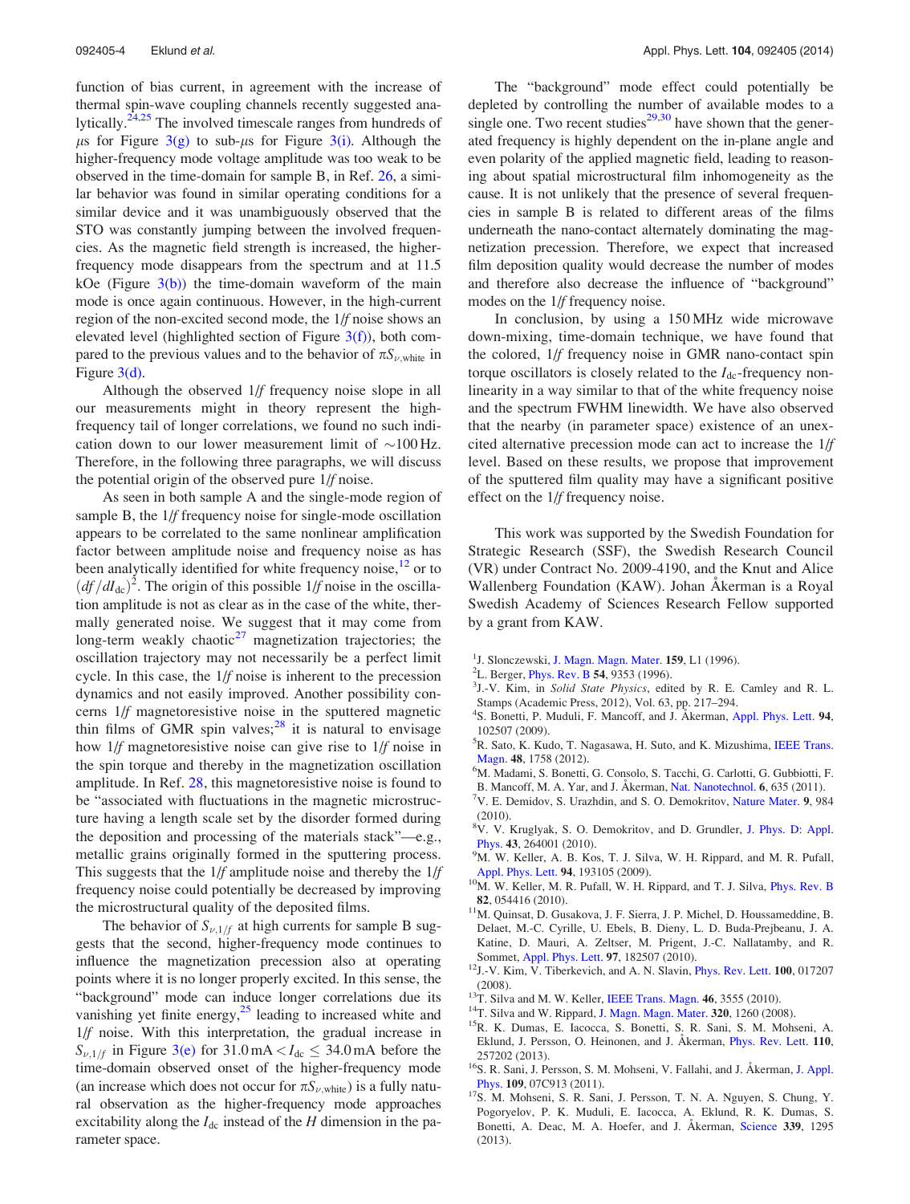function of bias current, in agreement with the increase of thermal spin-wave coupling channels recently suggested analytically.[24,25] The involved timescale ranges from hundreds of $\mu$s for Figure 3(g) to sub-$\mu$s for Figure 3(i). Although the higher-frequency mode voltage amplitude was too weak to be observed in the time-domain for sample B, in Ref. 26, a similar behavior was found in similar operating conditions for a similar device and it was unambiguously observed that the STO was constantly jumping between the involved frequencies. As the magnetic field strength is increased, the higher-frequency mode disappears from the spectrum and at 11.5 kOe (Figure 3(b)) the time-domain waveform of the main mode is once again continuous. However, in the high-current region of the non-excited second mode, the 1/*f* noise shows an elevated level (highlighted section of Figure 3(f)), both compared to the previous values and to the behavior of $\pi S_{\nu,\mathrm{white}}$ in Figure 3(d).

Although the observed 1/*f* frequency noise slope in all our measurements might in theory represent the high-frequency tail of longer correlations, we found no such indication down to our lower measurement limit of ~100 Hz. Therefore, in the following three paragraphs, we will discuss the potential origin of the observed pure 1/*f* noise.

As seen in both sample A and the single-mode region of sample B, the 1/*f* frequency noise for single-mode oscillation appears to be correlated to the same nonlinear amplification factor between amplitude noise and frequency noise as has been analytically identified for white frequency noise,[12] or to $(df/dI_{\mathrm{dc}})^2$. The origin of this possible 1/*f* noise in the oscillation amplitude is not as clear as in the case of the white, thermally generated noise. We suggest that it may come from long-term weakly chaotic[27] magnetization trajectories; the oscillation trajectory may not necessarily be a perfect limit cycle. In this case, the 1/*f* noise is inherent to the precession dynamics and not easily improved. Another possibility concerns 1/*f* magnetoresistive noise in the sputtered magnetic thin films of GMR spin valves;[28] it is natural to envisage how 1/*f* magnetoresistive noise can give rise to 1/*f* noise in the spin torque and thereby in the magnetization oscillation amplitude. In Ref. 28, this magnetoresistive noise is found to be "associated with fluctuations in the magnetic microstructure having a length scale set by the disorder formed during the deposition and processing of the materials stack"—e.g., metallic grains originally formed in the sputtering process. This suggests that the 1/*f* amplitude noise and thereby the 1/*f* frequency noise could potentially be decreased by improving the microstructural quality of the deposited films.

The behavior of $S_{\nu,1/f}$ at high currents for sample B suggests that the second, higher-frequency mode continues to influence the magnetization precession also at operating points where it is no longer properly excited. In this sense, the "background" mode can induce longer correlations due its vanishing yet finite energy,[25] leading to increased white and 1/*f* noise. With this interpretation, the gradual increase in $S_{\nu,1/f}$ in Figure 3(e) for $31.0\,\mathrm{mA} < I_{\mathrm{dc}} \leq 34.0\,\mathrm{mA}$ before the time-domain observed onset of the higher-frequency mode (an increase which does not occur for $\pi S_{\nu,\mathrm{white}}$) is a fully natural observation as the higher-frequency mode approaches excitability along the $I_{\mathrm{dc}}$ instead of the $H$ dimension in the parameter space.

The "background" mode effect could potentially be depleted by controlling the number of available modes to a single one. Two recent studies[29,30] have shown that the generated frequency is highly dependent on the in-plane angle and even polarity of the applied magnetic field, leading to reasoning about spatial microstructural film inhomogeneity as the cause. It is not unlikely that the presence of several frequencies in sample B is related to different areas of the films underneath the nano-contact alternately dominating the magnetization precession. Therefore, we expect that increased film deposition quality would decrease the number of modes and therefore also decrease the influence of "background" modes on the 1/*f* frequency noise.

In conclusion, by using a 150 MHz wide microwave down-mixing, time-domain technique, we have found that the colored, 1/*f* frequency noise in GMR nano-contact spin torque oscillators is closely related to the $I_{\mathrm{dc}}$-frequency nonlinearity in a way similar to that of the white frequency noise and the spectrum FWHM linewidth. We have also observed that the nearby (in parameter space) existence of an unexcited alternative precession mode can act to increase the 1/*f* level. Based on these results, we propose that improvement of the sputtered film quality may have a significant positive effect on the 1/*f* frequency noise.

This work was supported by the Swedish Foundation for Strategic Research (SSF), the Swedish Research Council (VR) under Contract No. 2009-4190, and the Knut and Alice Wallenberg Foundation (KAW). Johan Åkerman is a Royal Swedish Academy of Sciences Research Fellow supported by a grant from KAW.

[1] J. Slonczewski, J. Magn. Magn. Mater. **159**, L1 (1996).
[2] L. Berger, Phys. Rev. B **54**, 9353 (1996).
[3] J.-V. Kim, in *Solid State Physics*, edited by R. E. Camley and R. L. Stamps (Academic Press, 2012), Vol. 63, pp. 217–294.
[4] S. Bonetti, P. Muduli, F. Mancoff, and J. Åkerman, Appl. Phys. Lett. **94**, 102507 (2009).
[5] R. Sato, K. Kudo, T. Nagasawa, H. Suto, and K. Mizushima, IEEE Trans. Magn. **48**, 1758 (2012).
[6] M. Madami, S. Bonetti, G. Consolo, S. Tacchi, G. Carlotti, G. Gubbiotti, F. B. Mancoff, M. A. Yar, and J. Åkerman, Nat. Nanotechnol. **6**, 635 (2011).
[7] V. E. Demidov, S. Urazhdin, and S. O. Demokritov, Nature Mater. **9**, 984 (2010).
[8] V. V. Kruglyak, S. O. Demokritov, and D. Grundler, J. Phys. D: Appl. Phys. **43**, 264001 (2010).
[9] M. W. Keller, A. B. Kos, T. J. Silva, W. H. Rippard, and M. R. Pufall, Appl. Phys. Lett. **94**, 193105 (2009).
[10] M. W. Keller, M. R. Pufall, W. H. Rippard, and T. J. Silva, Phys. Rev. B **82**, 054416 (2010).
[11] M. Quinsat, D. Gusakova, J. F. Sierra, J. P. Michel, D. Houssameddine, B. Delaet, M.-C. Cyrille, U. Ebels, B. Dieny, L. D. Buda-Prejbeanu, J. A. Katine, D. Mauri, A. Zeltser, M. Prigent, J.-C. Nallatamby, and R. Sommet, Appl. Phys. Lett. **97**, 182507 (2010).
[12] J.-V. Kim, V. Tiberkevich, and A. N. Slavin, Phys. Rev. Lett. **100**, 017207 (2008).
[13] T. Silva and M. W. Keller, IEEE Trans. Magn. **46**, 3555 (2010).
[14] T. Silva and W. Rippard, J. Magn. Magn. Mater. **320**, 1260 (2008).
[15] R. K. Dumas, E. Iacocca, S. Bonetti, S. R. Sani, S. M. Mohseni, A. Eklund, J. Persson, O. Heinonen, and J. Åkerman, Phys. Rev. Lett. **110**, 257202 (2013).
[16] S. R. Sani, J. Persson, S. M. Mohseni, V. Fallahi, and J. Åkerman, J. Appl. Phys. **109**, 07C913 (2011).
[17] S. M. Mohseni, S. R. Sani, J. Persson, T. N. A. Nguyen, S. Chung, Y. Pogoryelov, P. K. Muduli, E. Iacocca, A. Eklund, R. K. Dumas, S. Bonetti, A. Deac, M. A. Hoefer, and J. Åkerman, Science **339**, 1295 (2013).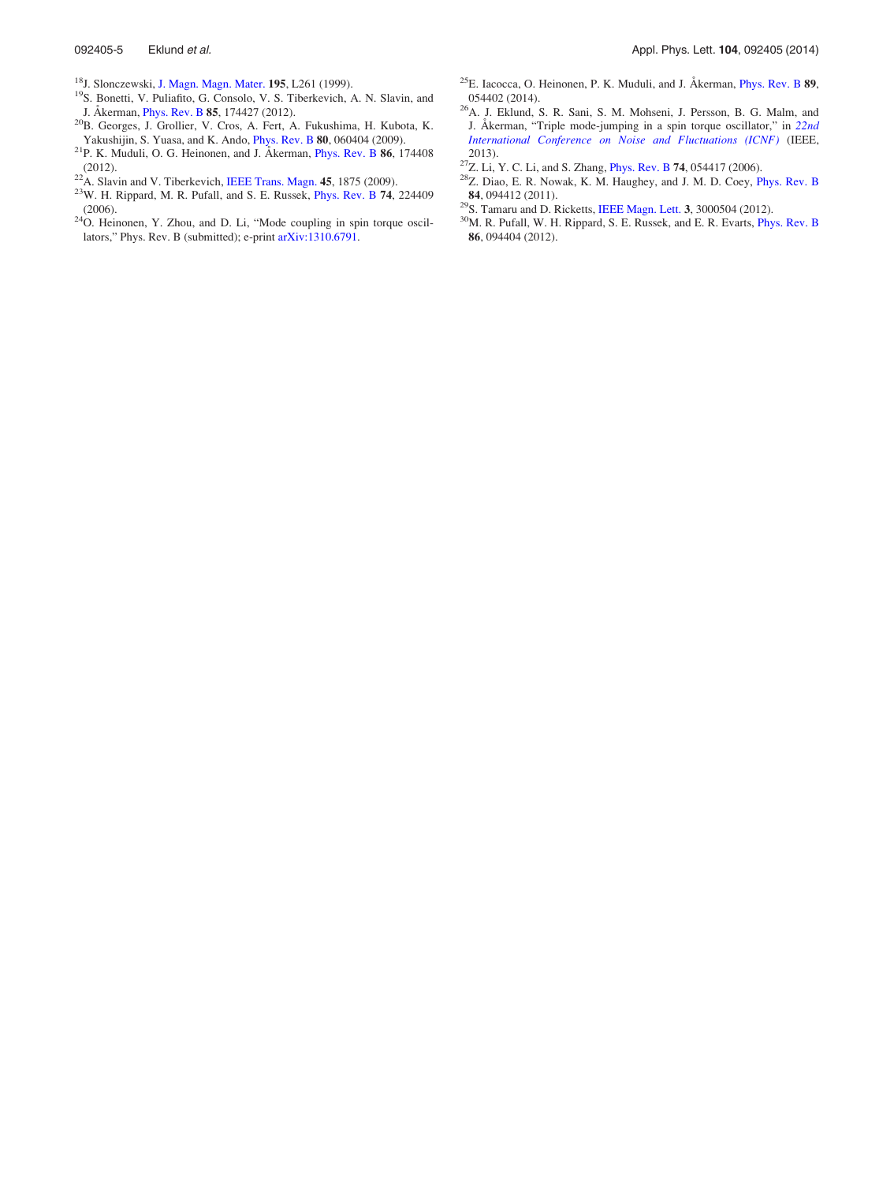[18] J. Slonczewski, J. Magn. Magn. Mater. **195**, L261 (1999).

[19] S. Bonetti, V. Puliafito, G. Consolo, V. S. Tiberkevich, A. N. Slavin, and J. Åkerman, Phys. Rev. B **85**, 174427 (2012).

[20] B. Georges, J. Grollier, V. Cros, A. Fert, A. Fukushima, H. Kubota, K. Yakushijin, S. Yuasa, and K. Ando, Phys. Rev. B **80**, 060404 (2009).

[21] P. K. Muduli, O. G. Heinonen, and J. Åkerman, Phys. Rev. B **86**, 174408 (2012).

[22] A. Slavin and V. Tiberkevich, IEEE Trans. Magn. **45**, 1875 (2009).

[23] W. H. Rippard, M. R. Pufall, and S. E. Russek, Phys. Rev. B **74**, 224409 (2006).

[24] O. Heinonen, Y. Zhou, and D. Li, "Mode coupling in spin torque oscillators," Phys. Rev. B (submitted); e-print arXiv:1310.6791.

[25] E. Iacocca, O. Heinonen, P. K. Muduli, and J. Åkerman, Phys. Rev. B **89**, 054402 (2014).

[26] A. J. Eklund, S. R. Sani, S. M. Mohseni, J. Persson, B. G. Malm, and J. Åkerman, "Triple mode-jumping in a spin torque oscillator," in *22nd International Conference on Noise and Fluctuations (ICNF)* (IEEE, 2013).

[27] Z. Li, Y. C. Li, and S. Zhang, Phys. Rev. B **74**, 054417 (2006).

[28] Z. Diao, E. R. Nowak, K. M. Haughey, and J. M. D. Coey, Phys. Rev. B **84**, 094412 (2011).

[29] S. Tamaru and D. Ricketts, IEEE Magn. Lett. **3**, 3000504 (2012).

[30] M. R. Pufall, W. H. Rippard, S. E. Russek, and E. R. Evarts, Phys. Rev. B **86**, 094404 (2012).